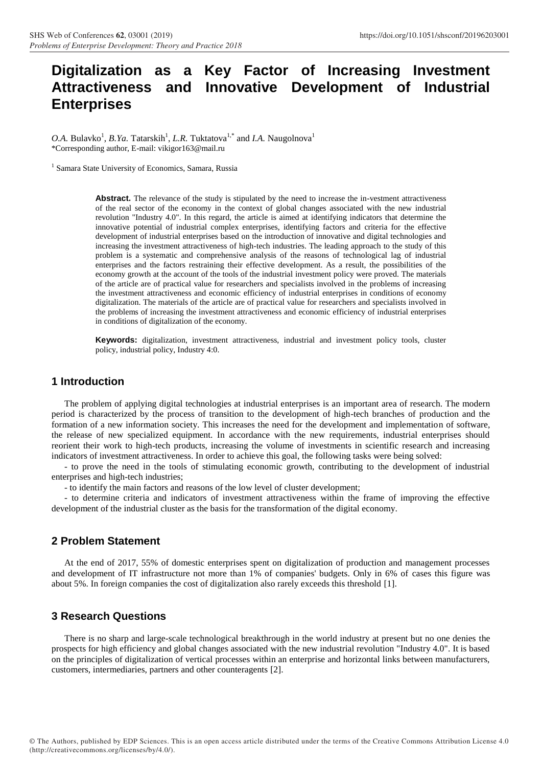# Digitalization as a Key Factor of Increasing Investment Attractiveness and Innovative Development of Industrial Enterprises

*O.A.* Bulavko[1], *B.Ya.* Tatarskih[1], *L.R.* Tuktatova[1,*] and *I.A.* Naugolnova[1]

*Corresponding author, E-mail: vikigor163@mail.ru

[1] Samara State University of Economics, Samara, Russia

**Abstract.** The relevance of the study is stipulated by the need to increase the in-vestment attractiveness of the real sector of the economy in the context of global changes associated with the new industrial revolution "Industry 4.0". In this regard, the article is aimed at identifying indicators that determine the innovative potential of industrial complex enterprises, identifying factors and criteria for the effective development of industrial enterprises based on the introduction of innovative and digital technologies and increasing the investment attractiveness of high-tech industries. The leading approach to the study of this problem is a systematic and comprehensive analysis of the reasons of technological lag of industrial enterprises and the factors restraining their effective development. As a result, the possibilities of the economy growth at the account of the tools of the industrial investment policy were proved. The materials of the article are of practical value for researchers and specialists involved in the problems of increasing the investment attractiveness and economic efficiency of industrial enterprises in conditions of economy digitalization. The materials of the article are of practical value for researchers and specialists involved in the problems of increasing the investment attractiveness and economic efficiency of industrial enterprises in conditions of digitalization of the economy.

**Keywords:** digitalization, investment attractiveness, industrial and investment policy tools, cluster policy, industrial policy, Industry 4:0.

## 1 Introduction

The problem of applying digital technologies at industrial enterprises is an important area of research. The modern period is characterized by the process of transition to the development of high-tech branches of production and the formation of a new information society. This increases the need for the development and implementation of software, the release of new specialized equipment. In accordance with the new requirements, industrial enterprises should reorient their work to high-tech products, increasing the volume of investments in scientific research and increasing indicators of investment attractiveness. In order to achieve this goal, the following tasks were being solved:

- to prove the need in the tools of stimulating economic growth, contributing to the development of industrial enterprises and high-tech industries;
- to identify the main factors and reasons of the low level of cluster development;
- to determine criteria and indicators of investment attractiveness within the frame of improving the effective development of the industrial cluster as the basis for the transformation of the digital economy.

## 2 Problem Statement

At the end of 2017, 55% of domestic enterprises spent on digitalization of production and management processes and development of IT infrastructure not more than 1% of companies' budgets. Only in 6% of cases this figure was about 5%. In foreign companies the cost of digitalization also rarely exceeds this threshold [1].

## 3 Research Questions

There is no sharp and large-scale technological breakthrough in the world industry at present but no one denies the prospects for high efficiency and global changes associated with the new industrial revolution "Industry 4.0". It is based on the principles of digitalization of vertical processes within an enterprise and horizontal links between manufacturers, customers, intermediaries, partners and other counteragents [2].

© The Authors, published by EDP Sciences. This is an open access article distributed under the terms of the Creative Commons Attribution License 4.0 (http://creativecommons.org/licenses/by/4.0/).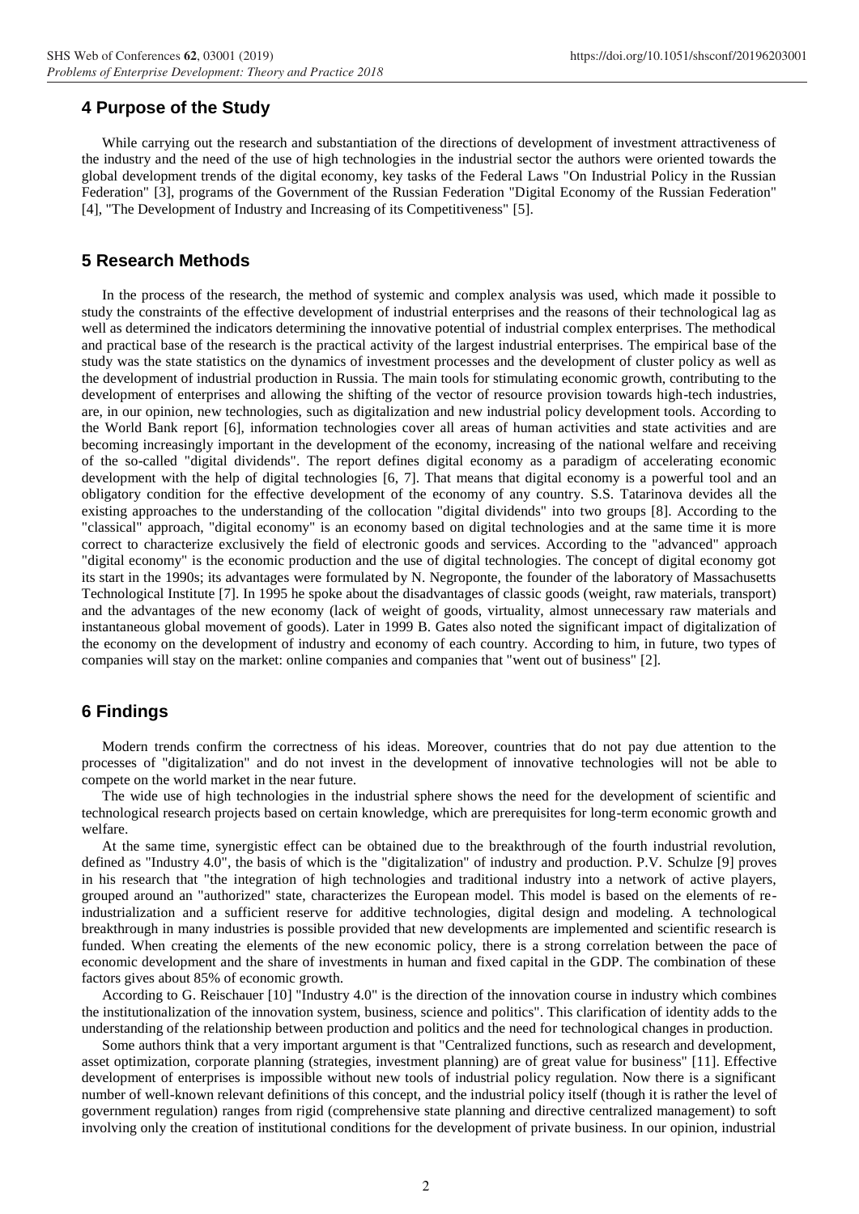## 4 Purpose of the Study

While carrying out the research and substantiation of the directions of development of investment attractiveness of the industry and the need of the use of high technologies in the industrial sector the authors were oriented towards the global development trends of the digital economy, key tasks of the Federal Laws "On Industrial Policy in the Russian Federation" [3], programs of the Government of the Russian Federation "Digital Economy of the Russian Federation" [4], "The Development of Industry and Increasing of its Competitiveness" [5].

## 5 Research Methods

In the process of the research, the method of systemic and complex analysis was used, which made it possible to study the constraints of the effective development of industrial enterprises and the reasons of their technological lag as well as determined the indicators determining the innovative potential of industrial complex enterprises. The methodical and practical base of the research is the practical activity of the largest industrial enterprises. The empirical base of the study was the state statistics on the dynamics of investment processes and the development of cluster policy as well as the development of industrial production in Russia. The main tools for stimulating economic growth, contributing to the development of enterprises and allowing the shifting of the vector of resource provision towards high-tech industries, are, in our opinion, new technologies, such as digitalization and new industrial policy development tools. According to the World Bank report [6], information technologies cover all areas of human activities and state activities and are becoming increasingly important in the development of the economy, increasing of the national welfare and receiving of the so-called "digital dividends". The report defines digital economy as a paradigm of accelerating economic development with the help of digital technologies [6, 7]. That means that digital economy is a powerful tool and an obligatory condition for the effective development of the economy of any country. S.S. Tatarinova devides all the existing approaches to the understanding of the collocation "digital dividends" into two groups [8]. According to the "classical" approach, "digital economy" is an economy based on digital technologies and at the same time it is more correct to characterize exclusively the field of electronic goods and services. According to the "advanced" approach "digital economy" is the economic production and the use of digital technologies. The concept of digital economy got its start in the 1990s; its advantages were formulated by N. Negroponte, the founder of the laboratory of Massachusetts Technological Institute [7]. In 1995 he spoke about the disadvantages of classic goods (weight, raw materials, transport) and the advantages of the new economy (lack of weight of goods, virtuality, almost unnecessary raw materials and instantaneous global movement of goods). Later in 1999 B. Gates also noted the significant impact of digitalization of the economy on the development of industry and economy of each country. According to him, in future, two types of companies will stay on the market: online companies and companies that "went out of business" [2].

## 6 Findings

Modern trends confirm the correctness of his ideas. Moreover, countries that do not pay due attention to the processes of "digitalization" and do not invest in the development of innovative technologies will not be able to compete on the world market in the near future.

The wide use of high technologies in the industrial sphere shows the need for the development of scientific and technological research projects based on certain knowledge, which are prerequisites for long-term economic growth and welfare.

At the same time, synergistic effect can be obtained due to the breakthrough of the fourth industrial revolution, defined as "Industry 4.0", the basis of which is the "digitalization" of industry and production. P.V. Schulze [9] proves in his research that "the integration of high technologies and traditional industry into a network of active players, grouped around an "authorized" state, characterizes the European model. This model is based on the elements of re-industrialization and a sufficient reserve for additive technologies, digital design and modeling. A technological breakthrough in many industries is possible provided that new developments are implemented and scientific research is funded. When creating the elements of the new economic policy, there is a strong correlation between the pace of economic development and the share of investments in human and fixed capital in the GDP. The combination of these factors gives about 85% of economic growth.

According to G. Reischauer [10] "Industry 4.0" is the direction of the innovation course in industry which combines the institutionalization of the innovation system, business, science and politics". This clarification of identity adds to the understanding of the relationship between production and politics and the need for technological changes in production.

Some authors think that a very important argument is that "Centralized functions, such as research and development, asset optimization, corporate planning (strategies, investment planning) are of great value for business" [11]. Effective development of enterprises is impossible without new tools of industrial policy regulation. Now there is a significant number of well-known relevant definitions of this concept, and the industrial policy itself (though it is rather the level of government regulation) ranges from rigid (comprehensive state planning and directive centralized management) to soft involving only the creation of institutional conditions for the development of private business. In our opinion, industrial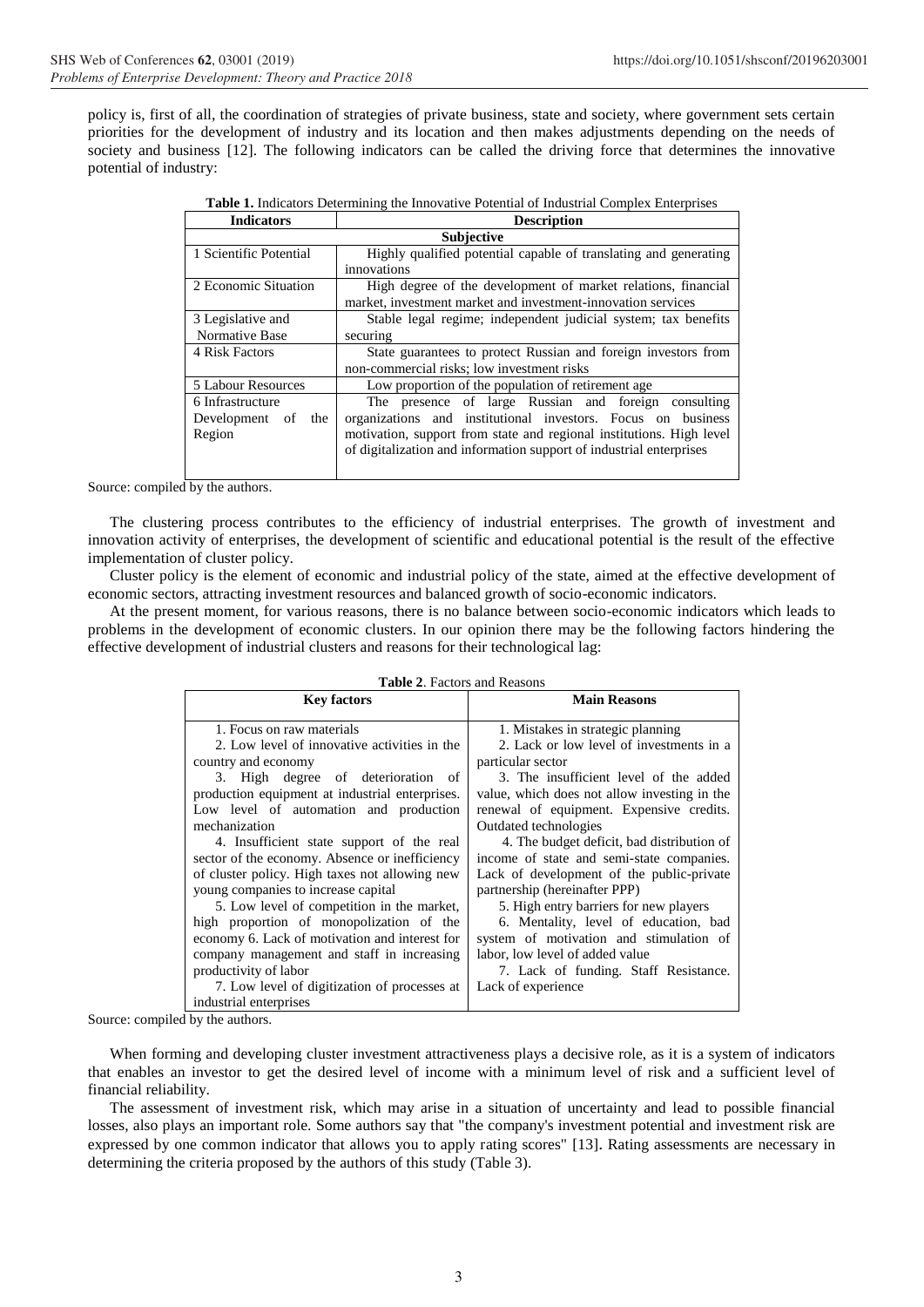policy is, first of all, the coordination of strategies of private business, state and society, where government sets certain priorities for the development of industry and its location and then makes adjustments depending on the needs of society and business [12]. The following indicators can be called the driving force that determines the innovative potential of industry:

**Table 1.** Indicators Determining the Innovative Potential of Industrial Complex Enterprises

| Indicators | Description |
|---|---|
| **Subjective** | |
| 1 Scientific Potential | Highly qualified potential capable of translating and generating innovations |
| 2 Economic Situation | High degree of the development of market relations, financial market, investment market and investment-innovation services |
| 3 Legislative and Normative Base | Stable legal regime; independent judicial system; tax benefits securing |
| 4 Risk Factors | State guarantees to protect Russian and foreign investors from non-commercial risks; low investment risks |
| 5 Labour Resources | Low proportion of the population of retirement age |
| 6 Infrastructure Development of the Region | The presence of large Russian and foreign consulting organizations and institutional investors. Focus on business motivation, support from state and regional institutions. High level of digitalization and information support of industrial enterprises |

Source: compiled by the authors.

The clustering process contributes to the efficiency of industrial enterprises. The growth of investment and innovation activity of enterprises, the development of scientific and educational potential is the result of the effective implementation of cluster policy.

Cluster policy is the element of economic and industrial policy of the state, aimed at the effective development of economic sectors, attracting investment resources and balanced growth of socio-economic indicators.

At the present moment, for various reasons, there is no balance between socio-economic indicators which leads to problems in the development of economic clusters. In our opinion there may be the following factors hindering the effective development of industrial clusters and reasons for their technological lag:

**Table 2**. Factors and Reasons

| Key factors | Main Reasons |
|---|---|
| 1. Focus on raw materials<br>2. Low level of innovative activities in the country and economy<br>3. High degree of deterioration of production equipment at industrial enterprises. Low level of automation and production mechanization<br>4. Insufficient state support of the real sector of the economy. Absence or inefficiency of cluster policy. High taxes not allowing new young companies to increase capital<br>5. Low level of competition in the market, high proportion of monopolization of the economy 6. Lack of motivation and interest for company management and staff in increasing productivity of labor<br>7. Low level of digitization of processes at industrial enterprises | 1. Mistakes in strategic planning<br>2. Lack or low level of investments in a particular sector<br>3. The insufficient level of the added value, which does not allow investing in the renewal of equipment. Expensive credits. Outdated technologies<br>4. The budget deficit, bad distribution of income of state and semi-state companies. Lack of development of the public-private partnership (hereinafter PPP)<br>5. High entry barriers for new players<br>6. Mentality, level of education, bad system of motivation and stimulation of labor, low level of added value<br>7. Lack of funding. Staff Resistance. Lack of experience |

Source: compiled by the authors.

When forming and developing cluster investment attractiveness plays a decisive role, as it is a system of indicators that enables an investor to get the desired level of income with a minimum level of risk and a sufficient level of financial reliability.

The assessment of investment risk, which may arise in a situation of uncertainty and lead to possible financial losses, also plays an important role. Some authors say that "the company's investment potential and investment risk are expressed by one common indicator that allows you to apply rating scores" [13]. Rating assessments are necessary in determining the criteria proposed by the authors of this study (Table 3).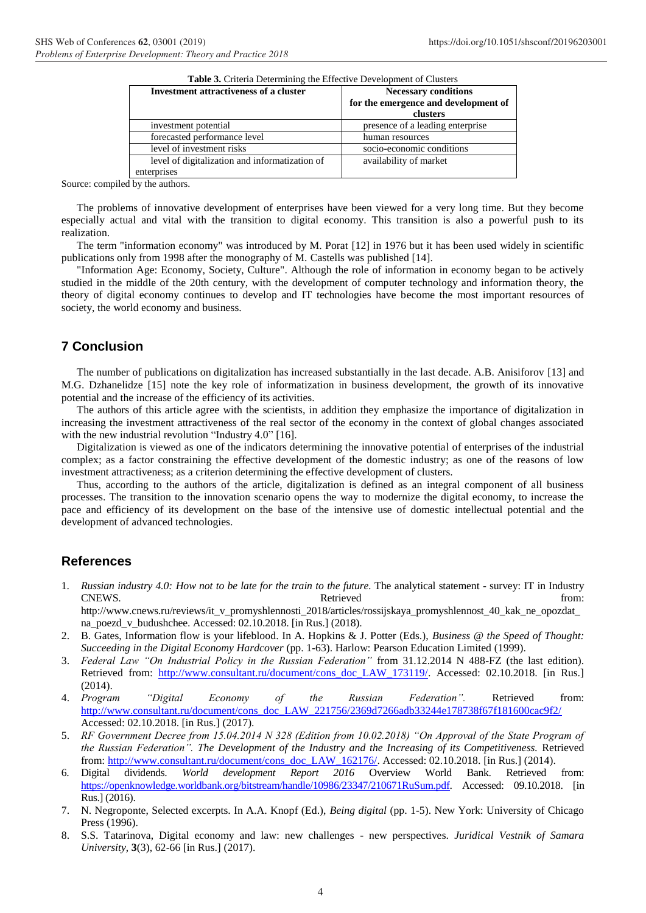**Table 3.** Criteria Determining the Effective Development of Clusters

| Investment attractiveness of a cluster | Necessary conditions for the emergence and development of clusters |
|---|---|
| investment potential | presence of a leading enterprise |
| forecasted performance level | human resources |
| level of investment risks | socio-economic conditions |
| level of digitalization and informatization of enterprises | availability of market |

Source: compiled by the authors.

The problems of innovative development of enterprises have been viewed for a very long time. But they become especially actual and vital with the transition to digital economy. This transition is also a powerful push to its realization.

The term "information economy" was introduced by M. Porat [12] in 1976 but it has been used widely in scientific publications only from 1998 after the monography of M. Castells was published [14].

"Information Age: Economy, Society, Culture". Although the role of information in economy began to be actively studied in the middle of the 20th century, with the development of computer technology and information theory, the theory of digital economy continues to develop and IT technologies have become the most important resources of society, the world economy and business.

## 7 Conclusion

The number of publications on digitalization has increased substantially in the last decade. A.B. Anisiforov [13] and M.G. Dzhanelidze [15] note the key role of informatization in business development, the growth of its innovative potential and the increase of the efficiency of its activities.

The authors of this article agree with the scientists, in addition they emphasize the importance of digitalization in increasing the investment attractiveness of the real sector of the economy in the context of global changes associated with the new industrial revolution "Industry 4.0" [16].

Digitalization is viewed as one of the indicators determining the innovative potential of enterprises of the industrial complex; as a factor constraining the effective development of the domestic industry; as one of the reasons of low investment attractiveness; as a criterion determining the effective development of clusters.

Thus, according to the authors of the article, digitalization is defined as an integral component of all business processes. The transition to the innovation scenario opens the way to modernize the digital economy, to increase the pace and efficiency of its development on the base of the intensive use of domestic intellectual potential and the development of advanced technologies.

## References

1. *Russian industry 4.0: How not to be late for the train to the future.* The analytical statement - survey: IT in Industry CNEWS. Retrieved from: http://www.cnews.ru/reviews/it_v_promyshlennosti_2018/articles/rossijskaya_promyshlennost_40_kak_ne_opozdat_na_poezd_v_budushchee. Accessed: 02.10.2018. [in Rus.] (2018).
2. B. Gates, Information flow is your lifeblood. In A. Hopkins & J. Potter (Eds.), *Business @ the Speed of Thought: Succeeding in the Digital Economy Hardcover* (pp. 1-63). Harlow: Pearson Education Limited (1999).
3. *Federal Law "On Industrial Policy in the Russian Federation"* from 31.12.2014 N 488-FZ (the last edition). Retrieved from: http://www.consultant.ru/document/cons_doc_LAW_173119/. Accessed: 02.10.2018. [in Rus.] (2014).
4. *Program "Digital Economy of the Russian Federation".* Retrieved from: http://www.consultant.ru/document/cons_doc_LAW_221756/2369d7266adb33244e178738f67f181600cac9f2/ Accessed: 02.10.2018. [in Rus.] (2017).
5. *RF Government Decree from 15.04.2014 N 328 (Edition from 10.02.2018) "On Approval of the State Program of the Russian Federation". The Development of the Industry and the Increasing of Its Competitiveness.* Retrieved from: http://www.consultant.ru/document/cons_doc_LAW_162176/. Accessed: 02.10.2018. [in Rus.] (2014).
6. Digital dividends. *World development Report 2016* Overview World Bank. Retrieved from: https://openknowledge.worldbank.org/bitstream/handle/10986/23347/210671RuSum.pdf. Accessed: 09.10.2018. [in Rus.] (2016).
7. N. Negroponte, Selected excerpts. In A.A. Knopf (Ed.), *Being digital* (pp. 1-5). New York: University of Chicago Press (1996).
8. S.S. Tatarinova, Digital economy and law: new challenges - new perspectives. *Juridical Vestnik of Samara University*, **3**(3), 62-66 [in Rus.] (2017).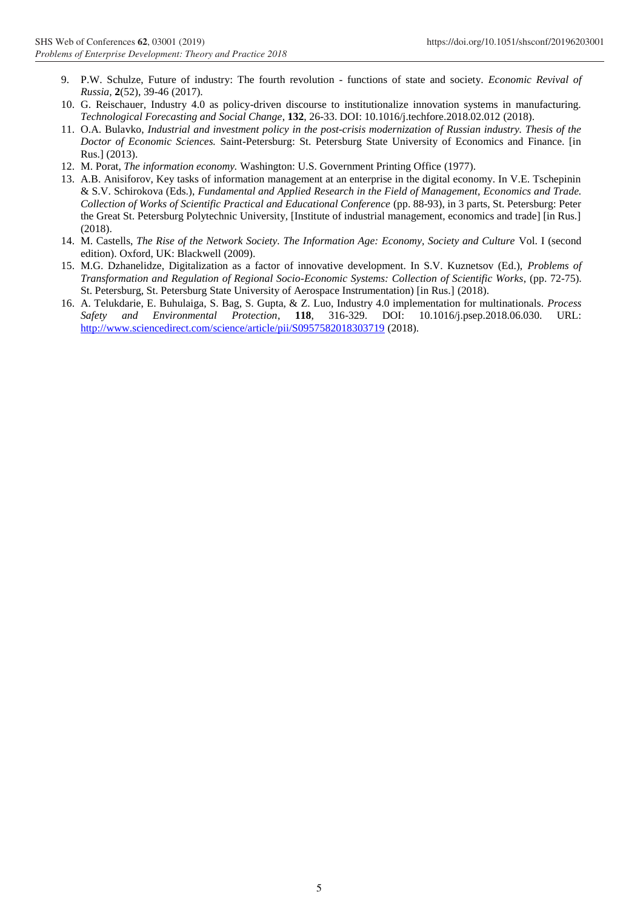9. P.W. Schulze, Future of industry: The fourth revolution - functions of state and society. *Economic Revival of Russia*, **2**(52), 39-46 (2017).
10. G. Reischauer, Industry 4.0 as policy-driven discourse to institutionalize innovation systems in manufacturing. *Technological Forecasting and Social Change*, **132**, 26-33. DOI: 10.1016/j.techfore.2018.02.012 (2018).
11. O.A. Bulavko, *Industrial and investment policy in the post-crisis modernization of Russian industry. Thesis of the Doctor of Economic Sciences.* Saint-Petersburg: St. Petersburg State University of Economics and Finance. [in Rus.] (2013).
12. M. Porat, *The information economy.* Washington: U.S. Government Printing Office (1977).
13. A.B. Anisiforov, Key tasks of information management at an enterprise in the digital economy. In V.E. Tschepinin & S.V. Schirokova (Eds.), *Fundamental and Applied Research in the Field of Management, Economics and Trade. Collection of Works of Scientific Practical and Educational Conference* (pp. 88-93), in 3 parts, St. Petersburg: Peter the Great St. Petersburg Polytechnic University, [Institute of industrial management, economics and trade] [in Rus.] (2018).
14. M. Castells, *The Rise of the Network Society. The Information Age: Economy, Society and Culture* Vol. I (second edition). Oxford, UK: Blackwell (2009).
15. M.G. Dzhanelidze, Digitalization as a factor of innovative development. In S.V. Kuznetsov (Ed.), *Problems of Transformation and Regulation of Regional Socio-Economic Systems: Collection of Scientific Works*, (pp. 72-75). St. Petersburg, St. Petersburg State University of Aerospace Instrumentation) [in Rus.] (2018).
16. A. Telukdarie, E. Buhulaiga, S. Bag, S. Gupta, & Z. Luo, Industry 4.0 implementation for multinationals. *Process Safety and Environmental Protection*, **118**, 316-329. DOI: 10.1016/j.psep.2018.06.030. URL: http://www.sciencedirect.com/science/article/pii/S0957582018303719 (2018).